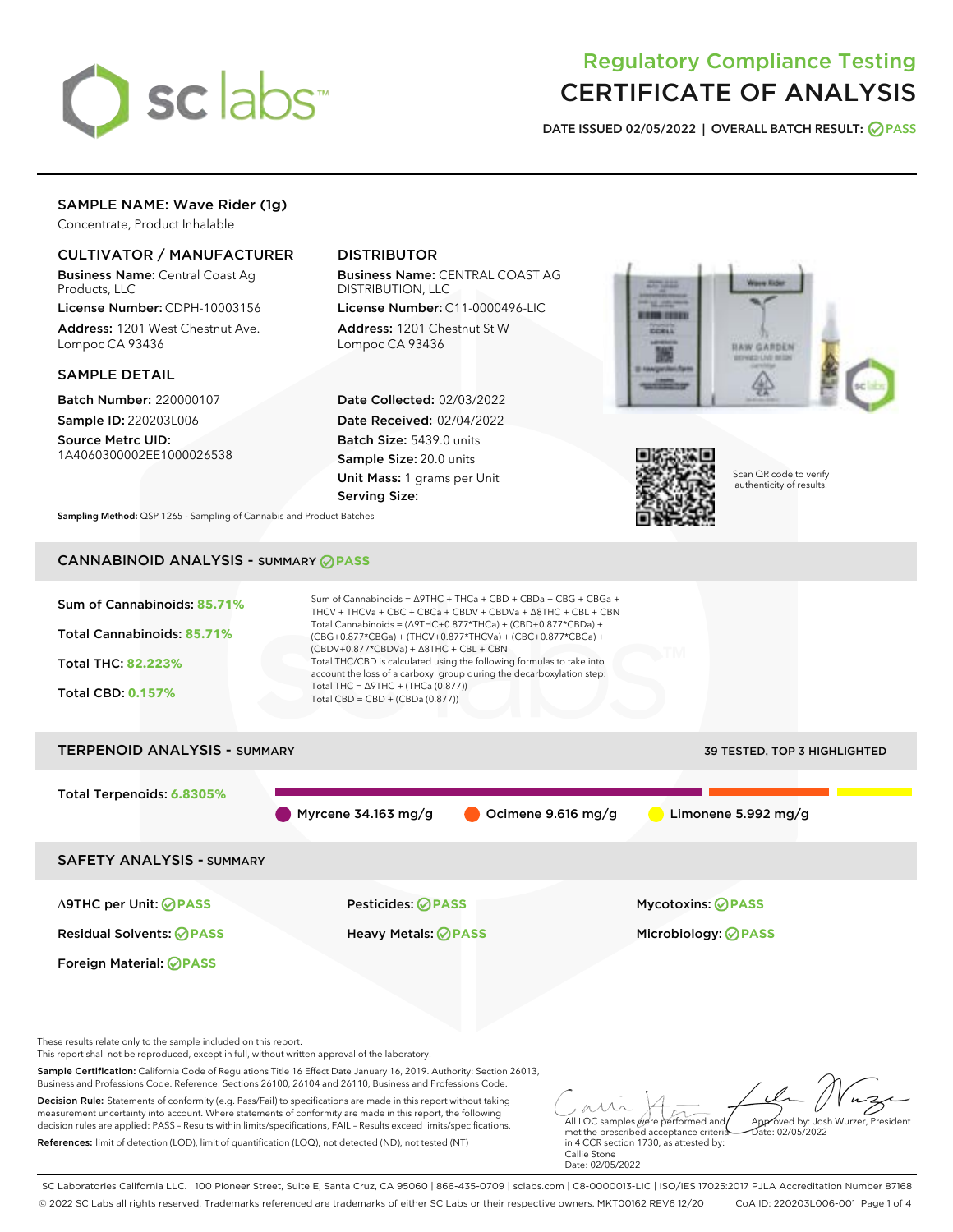# Regulatory Compliance Testing
# CERTIFICATE OF ANALYSIS

**DATE ISSUED 02/05/2022 | OVERALL BATCH RESULT: PASS**

## SAMPLE NAME: Wave Rider (1g)

Concentrate, Product Inhalable

### CULTIVATOR / MANUFACTURER

**Business Name:** Central Coast Ag Products, LLC

**License Number:** CDPH-10003156

**Address:** 1201 West Chestnut Ave. Lompoc CA 93436

### DISTRIBUTOR

**Business Name:** CENTRAL COAST AG DISTRIBUTION, LLC

**License Number:** C11-0000496-LIC

**Address:** 1201 Chestnut St W Lompoc CA 93436

### SAMPLE DETAIL

**Batch Number:** 220000107

**Sample ID:** 220203L006

**Source Metrc UID:** 1A4060300002EE1000026538

**Date Collected:** 02/03/2022

**Date Received:** 02/04/2022

**Batch Size:** 5439.0 units

**Sample Size:** 20.0 units

**Unit Mass:** 1 grams per Unit

**Serving Size:**

Scan QR code to verify authenticity of results.

**Sampling Method:** QSP 1265 - Sampling of Cannabis and Product Batches

## CANNABINOID ANALYSIS - SUMMARY PASS

**Sum of Cannabinoids:** 85.71%

**Total Cannabinoids:** 85.71%

**Total THC:** 82.223%

**Total CBD:** 0.157%

Sum of Cannabinoids = Δ9THC + THCa + CBD + CBDa + CBG + CBGa + THCV + THCVa + CBC + CBCa + CBDV + CBDVa + Δ8THC + CBL + CBN

Total Cannabinoids = (Δ9THC+0.877*THCa) + (CBD+0.877*CBDa) + (CBG+0.877*CBGa) + (THCV+0.877*THCVa) + (CBC+0.877*CBCa) + (CBDV+0.877*CBDVa) + Δ8THC + CBL + CBN

Total THC/CBD is calculated using the following formulas to take into account the loss of a carboxyl group during the decarboxylation step:

Total THC = Δ9THC + (THCa (0.877))

Total CBD = CBD + (CBDa (0.877))

## TERPENOID ANALYSIS - SUMMARY

39 TESTED, TOP 3 HIGHLIGHTED

**Total Terpenoids:** 6.8305%

Myrcene 34.163 mg/g | Ocimene 9.616 mg/g | Limonene 5.992 mg/g

## SAFETY ANALYSIS - SUMMARY

| | | |
|---|---|---|
| Δ9THC per Unit: PASS | Pesticides: PASS | Mycotoxins: PASS |
| Residual Solvents: PASS | Heavy Metals: PASS | Microbiology: PASS |
| Foreign Material: PASS | | |

These results relate only to the sample included on this report.
This report shall not be reproduced, except in full, without written approval of the laboratory.

**Sample Certification:** California Code of Regulations Title 16 Effect Date January 16, 2019. Authority: Section 26013, Business and Professions Code. Reference: Sections 26100, 26104 and 26110, Business and Professions Code.

**Decision Rule:** Statements of conformity (e.g. Pass/Fail) to specifications are made in this report without taking measurement uncertainty into account. Where statements of conformity are made in this report, the following decision rules are applied: PASS – Results within limits/specifications, FAIL – Results exceed limits/specifications.

**References:** limit of detection (LOD), limit of quantification (LOQ), not detected (ND), not tested (NT)

All LQC samples were performed and met the prescribed acceptance criteria in 4 CCR section 1730, as attested by: Callie Stone Date: 02/05/2022

Approved by: Josh Wurzer, President Date: 02/05/2022

SC Laboratories California LLC. | 100 Pioneer Street, Suite E, Santa Cruz, CA 95060 | 866-435-0709 | sclabs.com | C8-0000013-LIC | ISO/IES 17025:2017 PJLA Accreditation Number 87168
© 2022 SC Labs all rights reserved. Trademarks referenced are trademarks of either SC Labs or their respective owners. MKT00162 REV6 12/20 CoA ID: 220203L006-001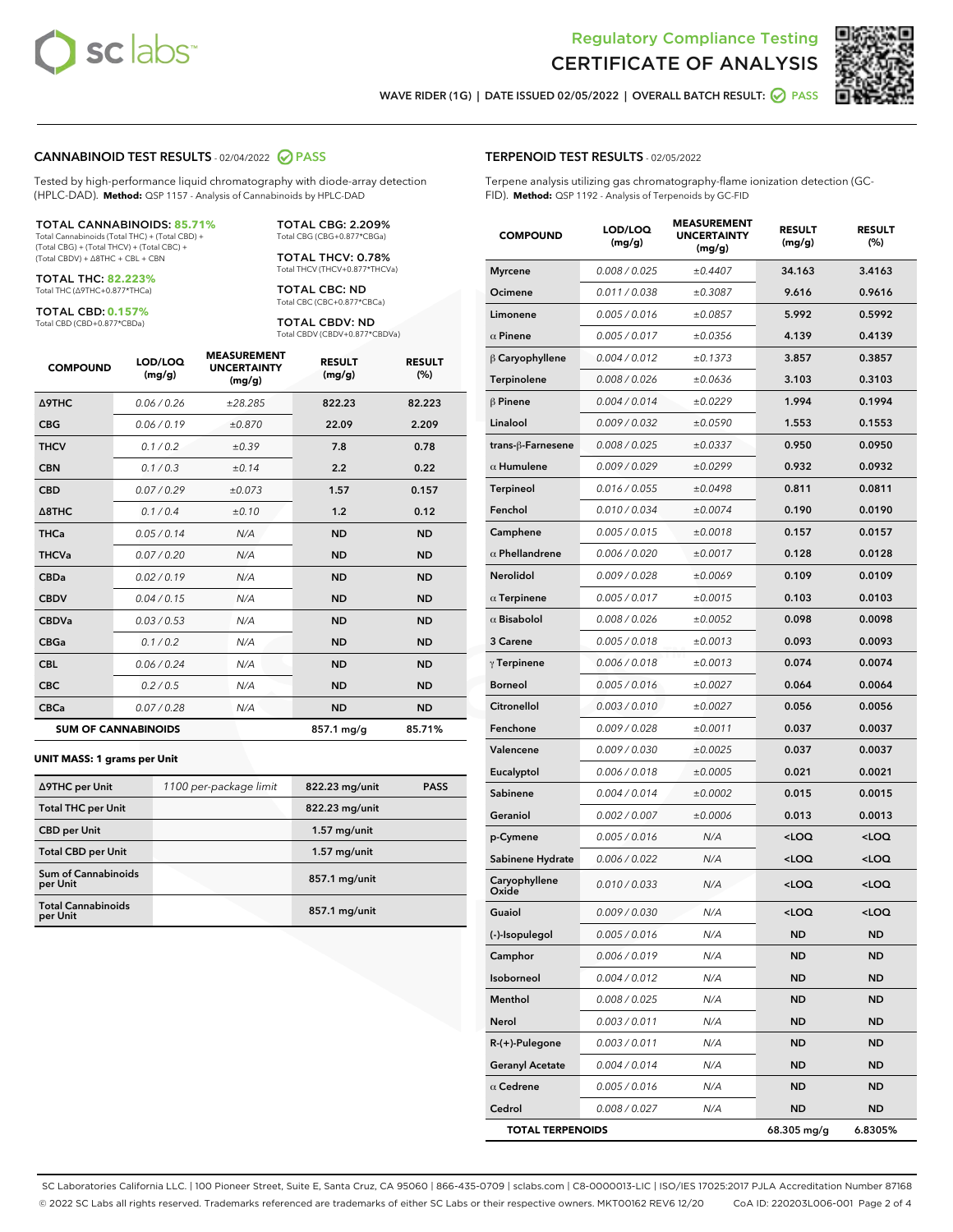Regulatory Compliance Testing

# CERTIFICATE OF ANALYSIS

WAVE RIDER (1G) | DATE ISSUED 02/05/2022 | OVERALL BATCH RESULT: PASS

## CANNABINOID TEST RESULTS - 02/04/2022 PASS

Tested by high-performance liquid chromatography with diode-array detection (HPLC-DAD). **Method:** QSP 1157 - Analysis of Cannabinoids by HPLC-DAD

**TOTAL CANNABINOIDS: 85.71%**
Total Cannabinoids (Total THC) + (Total CBD) + (Total CBG) + (Total THCV) + (Total CBC) + (Total CBDV) + Δ8THC + CBL + CBN

**TOTAL THC: 82.223%**
Total THC (Δ9THC+0.877*THCa)

**TOTAL CBD: 0.157%**
Total CBD (CBD+0.877*CBDa)

**TOTAL CBG: 2.209%**
Total CBG (CBG+0.877*CBGa)

**TOTAL THCV: 0.78%**
Total THCV (THCV+0.877*THCVa)

**TOTAL CBC: ND**
Total CBC (CBC+0.877*CBCa)

**TOTAL CBDV: ND**
Total CBDV (CBDV+0.877*CBDVa)

| COMPOUND | LOD/LOQ (mg/g) | MEASUREMENT UNCERTAINTY (mg/g) | RESULT (mg/g) | RESULT (%) |
|---|---|---|---|---|
| Δ9THC | 0.06 / 0.26 | ±28.285 | 822.23 | 82.223 |
| CBG | 0.06 / 0.19 | ±0.870 | 22.09 | 2.209 |
| THCV | 0.1 / 0.2 | ±0.39 | 7.8 | 0.78 |
| CBN | 0.1 / 0.3 | ±0.14 | 2.2 | 0.22 |
| CBD | 0.07 / 0.29 | ±0.073 | 1.57 | 0.157 |
| Δ8THC | 0.1 / 0.4 | ±0.10 | 1.2 | 0.12 |
| THCa | 0.05 / 0.14 | N/A | ND | ND |
| THCVa | 0.07 / 0.20 | N/A | ND | ND |
| CBDa | 0.02 / 0.19 | N/A | ND | ND |
| CBDV | 0.04 / 0.15 | N/A | ND | ND |
| CBDVa | 0.03 / 0.53 | N/A | ND | ND |
| CBGa | 0.1 / 0.2 | N/A | ND | ND |
| CBL | 0.06 / 0.24 | N/A | ND | ND |
| CBC | 0.2 / 0.5 | N/A | ND | ND |
| CBCa | 0.07 / 0.28 | N/A | ND | ND |
| **SUM OF CANNABINOIDS** | | | 857.1 mg/g | 85.71% |

**UNIT MASS: 1 grams per Unit**

| | | | |
|---|---|---|---|
| Δ9THC per Unit | 1100 per-package limit | 822.23 mg/unit | PASS |
| Total THC per Unit | | 822.23 mg/unit | |
| CBD per Unit | | 1.57 mg/unit | |
| Total CBD per Unit | | 1.57 mg/unit | |
| Sum of Cannabinoids per Unit | | 857.1 mg/unit | |
| Total Cannabinoids per Unit | | 857.1 mg/unit | |

## TERPENOID TEST RESULTS - 02/05/2022

Terpene analysis utilizing gas chromatography-flame ionization detection (GC-FID). **Method:** QSP 1192 - Analysis of Terpenoids by GC-FID

| COMPOUND | LOD/LOQ (mg/g) | MEASUREMENT UNCERTAINTY (mg/g) | RESULT (mg/g) | RESULT (%) |
|---|---|---|---|---|
| Myrcene | 0.008 / 0.025 | ±0.4407 | 34.163 | 3.4163 |
| Ocimene | 0.011 / 0.038 | ±0.3087 | 9.616 | 0.9616 |
| Limonene | 0.005 / 0.016 | ±0.0857 | 5.992 | 0.5992 |
| α Pinene | 0.005 / 0.017 | ±0.0356 | 4.139 | 0.4139 |
| β Caryophyllene | 0.004 / 0.012 | ±0.1373 | 3.857 | 0.3857 |
| Terpinolene | 0.008 / 0.026 | ±0.0636 | 3.103 | 0.3103 |
| β Pinene | 0.004 / 0.014 | ±0.0229 | 1.994 | 0.1994 |
| Linalool | 0.009 / 0.032 | ±0.0590 | 1.553 | 0.1553 |
| trans-β-Farnesene | 0.008 / 0.025 | ±0.0337 | 0.950 | 0.0950 |
| α Humulene | 0.009 / 0.029 | ±0.0299 | 0.932 | 0.0932 |
| Terpineol | 0.016 / 0.055 | ±0.0498 | 0.811 | 0.0811 |
| Fenchol | 0.010 / 0.034 | ±0.0074 | 0.190 | 0.0190 |
| Camphene | 0.005 / 0.015 | ±0.0018 | 0.157 | 0.0157 |
| α Phellandrene | 0.006 / 0.020 | ±0.0017 | 0.128 | 0.0128 |
| Nerolidol | 0.009 / 0.028 | ±0.0069 | 0.109 | 0.0109 |
| α Terpinene | 0.005 / 0.017 | ±0.0015 | 0.103 | 0.0103 |
| α Bisabolol | 0.008 / 0.026 | ±0.0052 | 0.098 | 0.0098 |
| 3 Carene | 0.005 / 0.018 | ±0.0013 | 0.093 | 0.0093 |
| γ Terpinene | 0.006 / 0.018 | ±0.0013 | 0.074 | 0.0074 |
| Borneol | 0.005 / 0.016 | ±0.0027 | 0.064 | 0.0064 |
| Citronellol | 0.003 / 0.010 | ±0.0027 | 0.056 | 0.0056 |
| Fenchone | 0.009 / 0.028 | ±0.0011 | 0.037 | 0.0037 |
| Valencene | 0.009 / 0.030 | ±0.0025 | 0.037 | 0.0037 |
| Eucalyptol | 0.006 / 0.018 | ±0.0005 | 0.021 | 0.0021 |
| Sabinene | 0.004 / 0.014 | ±0.0002 | 0.015 | 0.0015 |
| Geraniol | 0.002 / 0.007 | ±0.0006 | 0.013 | 0.0013 |
| p-Cymene | 0.005 / 0.016 | N/A | <LOQ | <LOQ |
| Sabinene Hydrate | 0.006 / 0.022 | N/A | <LOQ | <LOQ |
| Caryophyllene Oxide | 0.010 / 0.033 | N/A | <LOQ | <LOQ |
| Guaiol | 0.009 / 0.030 | N/A | <LOQ | <LOQ |
| (-)-Isopulegol | 0.005 / 0.016 | N/A | ND | ND |
| Camphor | 0.006 / 0.019 | N/A | ND | ND |
| Isoborneol | 0.004 / 0.012 | N/A | ND | ND |
| Menthol | 0.008 / 0.025 | N/A | ND | ND |
| Nerol | 0.003 / 0.011 | N/A | ND | ND |
| R-(+)-Pulegone | 0.003 / 0.011 | N/A | ND | ND |
| Geranyl Acetate | 0.004 / 0.014 | N/A | ND | ND |
| α Cedrene | 0.005 / 0.016 | N/A | ND | ND |
| Cedrol | 0.008 / 0.027 | N/A | ND | ND |
| **TOTAL TERPENOIDS** | | | 68.305 mg/g | 6.8305% |

SC Laboratories California LLC. | 100 Pioneer Street, Suite E, Santa Cruz, CA 95060 | 866-435-0709 | sclabs.com | C8-0000013-LIC | ISO/IES 17025:2017 PJLA Accreditation Number 87168
© 2022 SC Labs all rights reserved. Trademarks referenced are trademarks of either SC Labs or their respective owners. MKT00162 REV6 12/20 CoA ID: 220203L006-001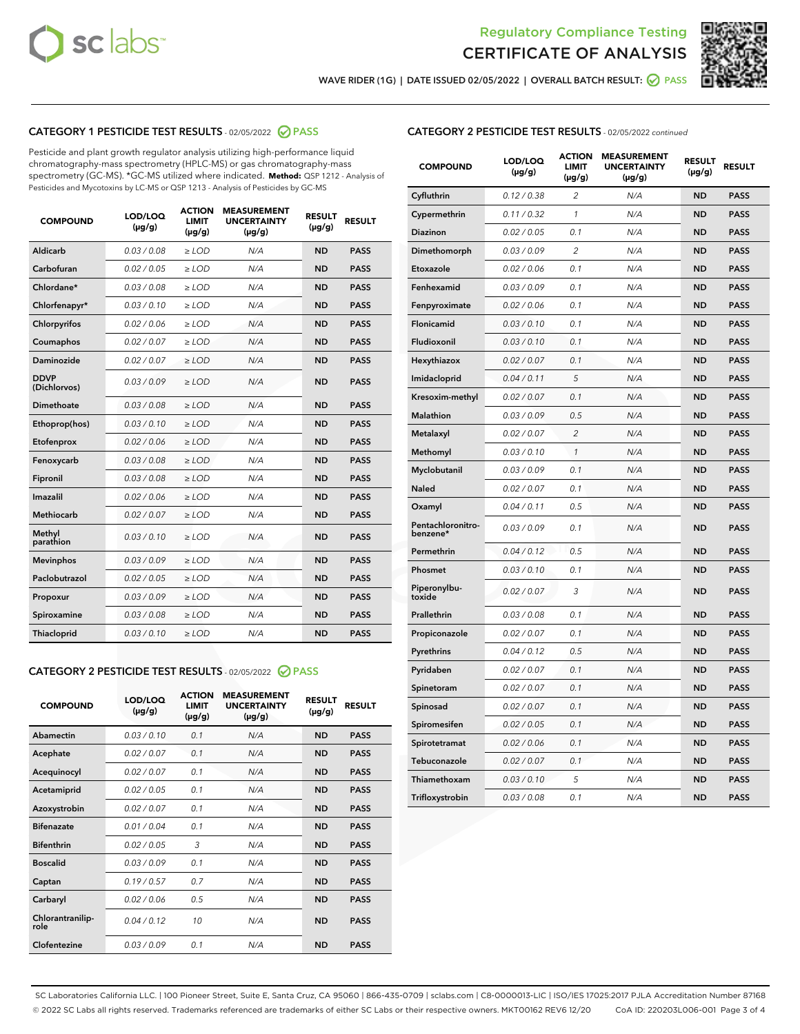# Regulatory Compliance Testing
# CERTIFICATE OF ANALYSIS

WAVE RIDER (1G) | DATE ISSUED 02/05/2022 | OVERALL BATCH RESULT: PASS

## CATEGORY 1 PESTICIDE TEST RESULTS - 02/05/2022 PASS

Pesticide and plant growth regulator analysis utilizing high-performance liquid chromatography-mass spectrometry (HPLC-MS) or gas chromatography-mass spectrometry (GC-MS). *GC-MS utilized where indicated. **Method:** QSP 1212 - Analysis of Pesticides and Mycotoxins by LC-MS or QSP 1213 - Analysis of Pesticides by GC-MS

| COMPOUND | LOD/LOQ (µg/g) | ACTION LIMIT (µg/g) | MEASUREMENT UNCERTAINTY (µg/g) | RESULT (µg/g) | RESULT |
|---|---|---|---|---|---|
| Aldicarb | 0.03 / 0.08 | ≥ LOD | N/A | ND | PASS |
| Carbofuran | 0.02 / 0.05 | ≥ LOD | N/A | ND | PASS |
| Chlordane* | 0.03 / 0.08 | ≥ LOD | N/A | ND | PASS |
| Chlorfenapyr* | 0.03 / 0.10 | ≥ LOD | N/A | ND | PASS |
| Chlorpyrifos | 0.02 / 0.06 | ≥ LOD | N/A | ND | PASS |
| Coumaphos | 0.02 / 0.07 | ≥ LOD | N/A | ND | PASS |
| Daminozide | 0.02 / 0.07 | ≥ LOD | N/A | ND | PASS |
| DDVP (Dichlorvos) | 0.03 / 0.09 | ≥ LOD | N/A | ND | PASS |
| Dimethoate | 0.03 / 0.08 | ≥ LOD | N/A | ND | PASS |
| Ethoprop(hos) | 0.03 / 0.10 | ≥ LOD | N/A | ND | PASS |
| Etofenprox | 0.02 / 0.06 | ≥ LOD | N/A | ND | PASS |
| Fenoxycarb | 0.03 / 0.08 | ≥ LOD | N/A | ND | PASS |
| Fipronil | 0.03 / 0.08 | ≥ LOD | N/A | ND | PASS |
| Imazalil | 0.02 / 0.06 | ≥ LOD | N/A | ND | PASS |
| Methiocarb | 0.02 / 0.07 | ≥ LOD | N/A | ND | PASS |
| Methyl parathion | 0.03 / 0.10 | ≥ LOD | N/A | ND | PASS |
| Mevinphos | 0.03 / 0.09 | ≥ LOD | N/A | ND | PASS |
| Paclobutrazol | 0.02 / 0.05 | ≥ LOD | N/A | ND | PASS |
| Propoxur | 0.03 / 0.09 | ≥ LOD | N/A | ND | PASS |
| Spiroxamine | 0.03 / 0.08 | ≥ LOD | N/A | ND | PASS |
| Thiacloprid | 0.03 / 0.10 | ≥ LOD | N/A | ND | PASS |

## CATEGORY 2 PESTICIDE TEST RESULTS - 02/05/2022 PASS

| COMPOUND | LOD/LOQ (µg/g) | ACTION LIMIT (µg/g) | MEASUREMENT UNCERTAINTY (µg/g) | RESULT (µg/g) | RESULT |
|---|---|---|---|---|---|
| Abamectin | 0.03 / 0.10 | 0.1 | N/A | ND | PASS |
| Acephate | 0.02 / 0.07 | 0.1 | N/A | ND | PASS |
| Acequinocyl | 0.02 / 0.07 | 0.1 | N/A | ND | PASS |
| Acetamiprid | 0.02 / 0.05 | 0.1 | N/A | ND | PASS |
| Azoxystrobin | 0.02 / 0.07 | 0.1 | N/A | ND | PASS |
| Bifenazate | 0.01 / 0.04 | 0.1 | N/A | ND | PASS |
| Bifenthrin | 0.02 / 0.05 | 3 | N/A | ND | PASS |
| Boscalid | 0.03 / 0.09 | 0.1 | N/A | ND | PASS |
| Captan | 0.19 / 0.57 | 0.7 | N/A | ND | PASS |
| Carbaryl | 0.02 / 0.06 | 0.5 | N/A | ND | PASS |
| Chlorantraniliprole | 0.04 / 0.12 | 10 | N/A | ND | PASS |
| Clofentezine | 0.03 / 0.09 | 0.1 | N/A | ND | PASS |
| Cyfluthrin | 0.12 / 0.38 | 2 | N/A | ND | PASS |
| Cypermethrin | 0.11 / 0.32 | 1 | N/A | ND | PASS |
| Diazinon | 0.02 / 0.05 | 0.1 | N/A | ND | PASS |
| Dimethomorph | 0.03 / 0.09 | 2 | N/A | ND | PASS |
| Etoxazole | 0.02 / 0.06 | 0.1 | N/A | ND | PASS |
| Fenhexamid | 0.03 / 0.09 | 0.1 | N/A | ND | PASS |
| Fenpyroximate | 0.02 / 0.06 | 0.1 | N/A | ND | PASS |
| Flonicamid | 0.03 / 0.10 | 0.1 | N/A | ND | PASS |
| Fludioxonil | 0.03 / 0.10 | 0.1 | N/A | ND | PASS |
| Hexythiazox | 0.02 / 0.07 | 0.1 | N/A | ND | PASS |
| Imidacloprid | 0.04 / 0.11 | 5 | N/A | ND | PASS |
| Kresoxim-methyl | 0.02 / 0.07 | 0.1 | N/A | ND | PASS |
| Malathion | 0.03 / 0.09 | 0.5 | N/A | ND | PASS |
| Metalaxyl | 0.02 / 0.07 | 2 | N/A | ND | PASS |
| Methomyl | 0.03 / 0.10 | 1 | N/A | ND | PASS |
| Myclobutanil | 0.03 / 0.09 | 0.1 | N/A | ND | PASS |
| Naled | 0.02 / 0.07 | 0.1 | N/A | ND | PASS |
| Oxamyl | 0.04 / 0.11 | 0.5 | N/A | ND | PASS |
| Pentachloronitrobenzene* | 0.03 / 0.09 | 0.1 | N/A | ND | PASS |
| Permethrin | 0.04 / 0.12 | 0.5 | N/A | ND | PASS |
| Phosmet | 0.03 / 0.10 | 0.1 | N/A | ND | PASS |
| Piperonylbutoxide | 0.02 / 0.07 | 3 | N/A | ND | PASS |
| Prallethrin | 0.03 / 0.08 | 0.1 | N/A | ND | PASS |
| Propiconazole | 0.02 / 0.07 | 0.1 | N/A | ND | PASS |
| Pyrethrins | 0.04 / 0.12 | 0.5 | N/A | ND | PASS |
| Pyridaben | 0.02 / 0.07 | 0.1 | N/A | ND | PASS |
| Spinetoram | 0.02 / 0.07 | 0.1 | N/A | ND | PASS |
| Spinosad | 0.02 / 0.07 | 0.1 | N/A | ND | PASS |
| Spiromesifen | 0.02 / 0.05 | 0.1 | N/A | ND | PASS |
| Spirotetramat | 0.02 / 0.06 | 0.1 | N/A | ND | PASS |
| Tebuconazole | 0.02 / 0.07 | 0.1 | N/A | ND | PASS |
| Thiamethoxam | 0.03 / 0.10 | 5 | N/A | ND | PASS |
| Trifloxystrobin | 0.03 / 0.08 | 0.1 | N/A | ND | PASS |

SC Laboratories California LLC. | 100 Pioneer Street, Suite E, Santa Cruz, CA 95060 | 866-435-0709 | sclabs.com | C8-0000013-LIC | ISO/IES 17025:2017 PJLA Accreditation Number 87168
© 2022 SC Labs all rights reserved. Trademarks referenced are trademarks of either SC Labs or their respective owners. MKT00162 REV6 12/20 CoA ID: 220203L006-001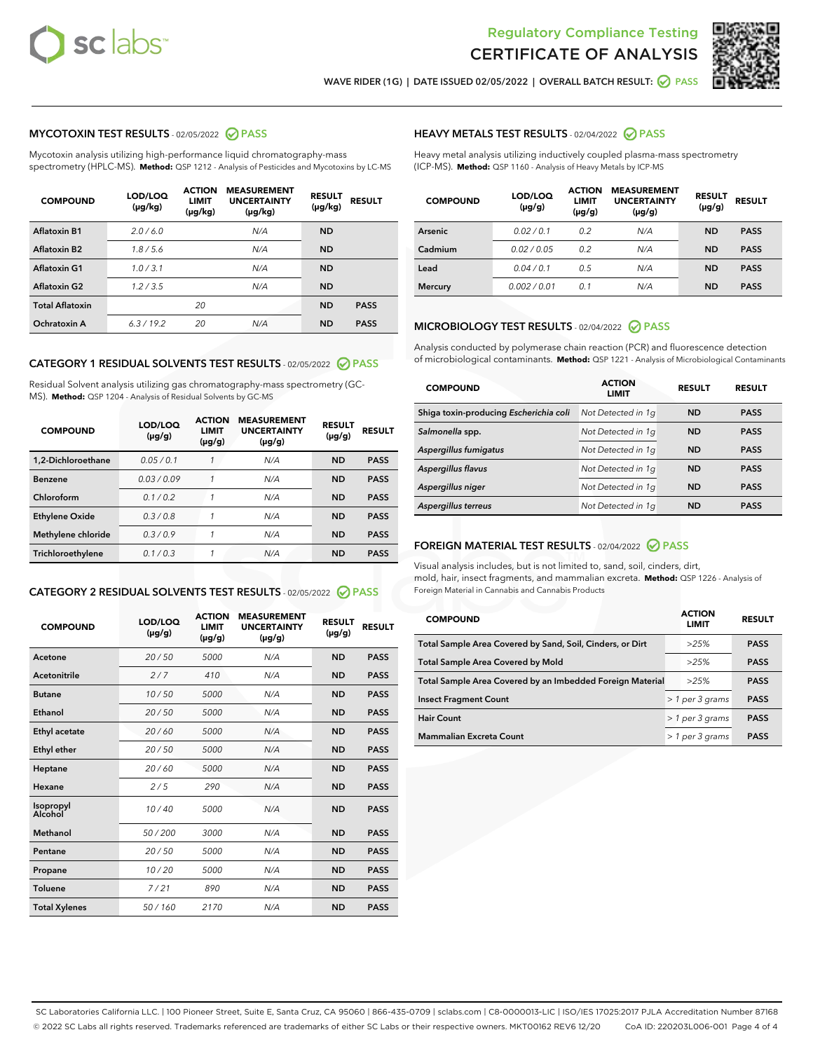Regulatory Compliance Testing

# CERTIFICATE OF ANALYSIS

WAVE RIDER (1G) | DATE ISSUED 02/05/2022 | OVERALL BATCH RESULT: PASS

## MYCOTOXIN TEST RESULTS - 02/05/2022 PASS

Mycotoxin analysis utilizing high-performance liquid chromatography-mass spectrometry (HPLC-MS). **Method:** QSP 1212 - Analysis of Pesticides and Mycotoxins by LC-MS

| COMPOUND | LOD/LOQ (µg/kg) | ACTION LIMIT (µg/kg) | MEASUREMENT UNCERTAINTY (µg/kg) | RESULT (µg/kg) | RESULT |
|---|---|---|---|---|---|
| Aflatoxin B1 | 2.0 / 6.0 | | N/A | ND | |
| Aflatoxin B2 | 1.8 / 5.6 | | N/A | ND | |
| Aflatoxin G1 | 1.0 / 3.1 | | N/A | ND | |
| Aflatoxin G2 | 1.2 / 3.5 | | N/A | ND | |
| Total Aflatoxin | | 20 | | ND | PASS |
| Ochratoxin A | 6.3 / 19.2 | 20 | N/A | ND | PASS |

## CATEGORY 1 RESIDUAL SOLVENTS TEST RESULTS - 02/05/2022 PASS

Residual Solvent analysis utilizing gas chromatography-mass spectrometry (GC-MS). **Method:** QSP 1204 - Analysis of Residual Solvents by GC-MS

| COMPOUND | LOD/LOQ (µg/g) | ACTION LIMIT (µg/g) | MEASUREMENT UNCERTAINTY (µg/g) | RESULT (µg/g) | RESULT |
|---|---|---|---|---|---|
| 1,2-Dichloroethane | 0.05 / 0.1 | 1 | N/A | ND | PASS |
| Benzene | 0.03 / 0.09 | 1 | N/A | ND | PASS |
| Chloroform | 0.1 / 0.2 | 1 | N/A | ND | PASS |
| Ethylene Oxide | 0.3 / 0.8 | 1 | N/A | ND | PASS |
| Methylene chloride | 0.3 / 0.9 | 1 | N/A | ND | PASS |
| Trichloroethylene | 0.1 / 0.3 | 1 | N/A | ND | PASS |

## CATEGORY 2 RESIDUAL SOLVENTS TEST RESULTS - 02/05/2022 PASS

| COMPOUND | LOD/LOQ (µg/g) | ACTION LIMIT (µg/g) | MEASUREMENT UNCERTAINTY (µg/g) | RESULT (µg/g) | RESULT |
|---|---|---|---|---|---|
| Acetone | 20 / 50 | 5000 | N/A | ND | PASS |
| Acetonitrile | 2 / 7 | 410 | N/A | ND | PASS |
| Butane | 10 / 50 | 5000 | N/A | ND | PASS |
| Ethanol | 20 / 50 | 5000 | N/A | ND | PASS |
| Ethyl acetate | 20 / 60 | 5000 | N/A | ND | PASS |
| Ethyl ether | 20 / 50 | 5000 | N/A | ND | PASS |
| Heptane | 20 / 60 | 5000 | N/A | ND | PASS |
| Hexane | 2 / 5 | 290 | N/A | ND | PASS |
| Isopropyl Alcohol | 10 / 40 | 5000 | N/A | ND | PASS |
| Methanol | 50 / 200 | 3000 | N/A | ND | PASS |
| Pentane | 20 / 50 | 5000 | N/A | ND | PASS |
| Propane | 10 / 20 | 5000 | N/A | ND | PASS |
| Toluene | 7 / 21 | 890 | N/A | ND | PASS |
| Total Xylenes | 50 / 160 | 2170 | N/A | ND | PASS |

## HEAVY METALS TEST RESULTS - 02/04/2022 PASS

Heavy metal analysis utilizing inductively coupled plasma-mass spectrometry (ICP-MS). **Method:** QSP 1160 - Analysis of Heavy Metals by ICP-MS

| COMPOUND | LOD/LOQ (µg/g) | ACTION LIMIT (µg/g) | MEASUREMENT UNCERTAINTY (µg/g) | RESULT (µg/g) | RESULT |
|---|---|---|---|---|---|
| Arsenic | 0.02 / 0.1 | 0.2 | N/A | ND | PASS |
| Cadmium | 0.02 / 0.05 | 0.2 | N/A | ND | PASS |
| Lead | 0.04 / 0.1 | 0.5 | N/A | ND | PASS |
| Mercury | 0.002 / 0.01 | 0.1 | N/A | ND | PASS |

## MICROBIOLOGY TEST RESULTS - 02/04/2022 PASS

Analysis conducted by polymerase chain reaction (PCR) and fluorescence detection of microbiological contaminants. **Method:** QSP 1221 - Analysis of Microbiological Contaminants

| COMPOUND | ACTION LIMIT | RESULT | RESULT |
|---|---|---|---|
| Shiga toxin-producing *Escherichia coli* | Not Detected in 1g | ND | PASS |
| *Salmonella* spp. | Not Detected in 1g | ND | PASS |
| *Aspergillus fumigatus* | Not Detected in 1g | ND | PASS |
| *Aspergillus flavus* | Not Detected in 1g | ND | PASS |
| *Aspergillus niger* | Not Detected in 1g | ND | PASS |
| *Aspergillus terreus* | Not Detected in 1g | ND | PASS |

## FOREIGN MATERIAL TEST RESULTS - 02/04/2022 PASS

Visual analysis includes, but is not limited to, sand, soil, cinders, dirt, mold, hair, insect fragments, and mammalian excreta. **Method:** QSP 1226 - Analysis of Foreign Material in Cannabis and Cannabis Products

| COMPOUND | ACTION LIMIT | RESULT |
|---|---|---|
| Total Sample Area Covered by Sand, Soil, Cinders, or Dirt | >25% | PASS |
| Total Sample Area Covered by Mold | >25% | PASS |
| Total Sample Area Covered by an Imbedded Foreign Material | >25% | PASS |
| Insect Fragment Count | > 1 per 3 grams | PASS |
| Hair Count | > 1 per 3 grams | PASS |
| Mammalian Excreta Count | > 1 per 3 grams | PASS |

SC Laboratories California LLC. | 100 Pioneer Street, Suite E, Santa Cruz, CA 95060 | 866-435-0709 | sclabs.com | C8-0000013-LIC | ISO/IES 17025:2017 PJLA Accreditation Number 87168
© 2022 SC Labs all rights reserved. Trademarks referenced are trademarks of either SC Labs or their respective owners. MKT00162 REV6 12/20 CoA ID: 220203L006-001